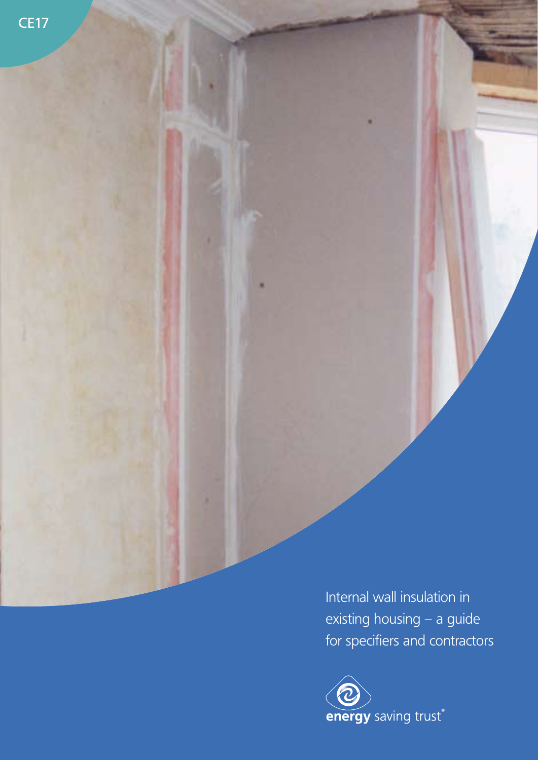CE17

# Internal wall insulation in existing housing – a guide for specifiers and contractors

energy saving trust®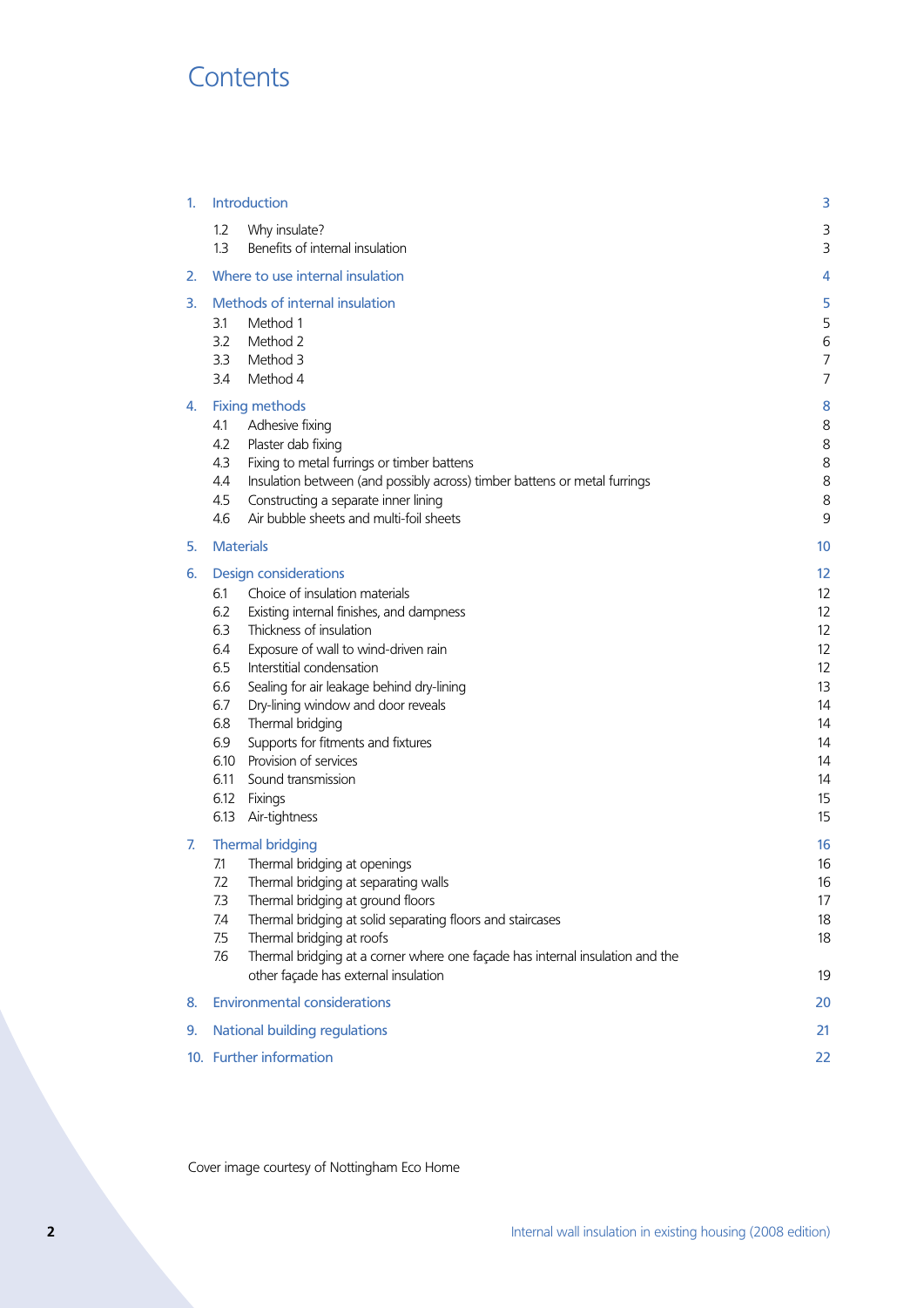# Contents

| | | |
|---|---|---|
| 1. | Introduction | 3 |
| | 1.2 Why insulate? | 3 |
| | 1.3 Benefits of internal insulation | 3 |
| 2. | Where to use internal insulation | 4 |
| 3. | Methods of internal insulation | 5 |
| | 3.1 Method 1 | 5 |
| | 3.2 Method 2 | 6 |
| | 3.3 Method 3 | 7 |
| | 3.4 Method 4 | 7 |
| 4. | Fixing methods | 8 |
| | 4.1 Adhesive fixing | 8 |
| | 4.2 Plaster dab fixing | 8 |
| | 4.3 Fixing to metal furrings or timber battens | 8 |
| | 4.4 Insulation between (and possibly across) timber battens or metal furrings | 8 |
| | 4.5 Constructing a separate inner lining | 8 |
| | 4.6 Air bubble sheets and multi-foil sheets | 9 |
| 5. | Materials | 10 |
| 6. | Design considerations | 12 |
| | 6.1 Choice of insulation materials | 12 |
| | 6.2 Existing internal finishes, and dampness | 12 |
| | 6.3 Thickness of insulation | 12 |
| | 6.4 Exposure of wall to wind-driven rain | 12 |
| | 6.5 Interstitial condensation | 12 |
| | 6.6 Sealing for air leakage behind dry-lining | 13 |
| | 6.7 Dry-lining window and door reveals | 14 |
| | 6.8 Thermal bridging | 14 |
| | 6.9 Supports for fitments and fixtures | 14 |
| | 6.10 Provision of services | 14 |
| | 6.11 Sound transmission | 14 |
| | 6.12 Fixings | 15 |
| | 6.13 Air-tightness | 15 |
| 7. | Thermal bridging | 16 |
| | 7.1 Thermal bridging at openings | 16 |
| | 7.2 Thermal bridging at separating walls | 16 |
| | 7.3 Thermal bridging at ground floors | 17 |
| | 7.4 Thermal bridging at solid separating floors and staircases | 18 |
| | 7.5 Thermal bridging at roofs | 18 |
| | 7.6 Thermal bridging at a corner where one façade has internal insulation and the other façade has external insulation | 19 |
| 8. | Environmental considerations | 20 |
| 9. | National building regulations | 21 |
| 10. | Further information | 22 |

Cover image courtesy of Nottingham Eco Home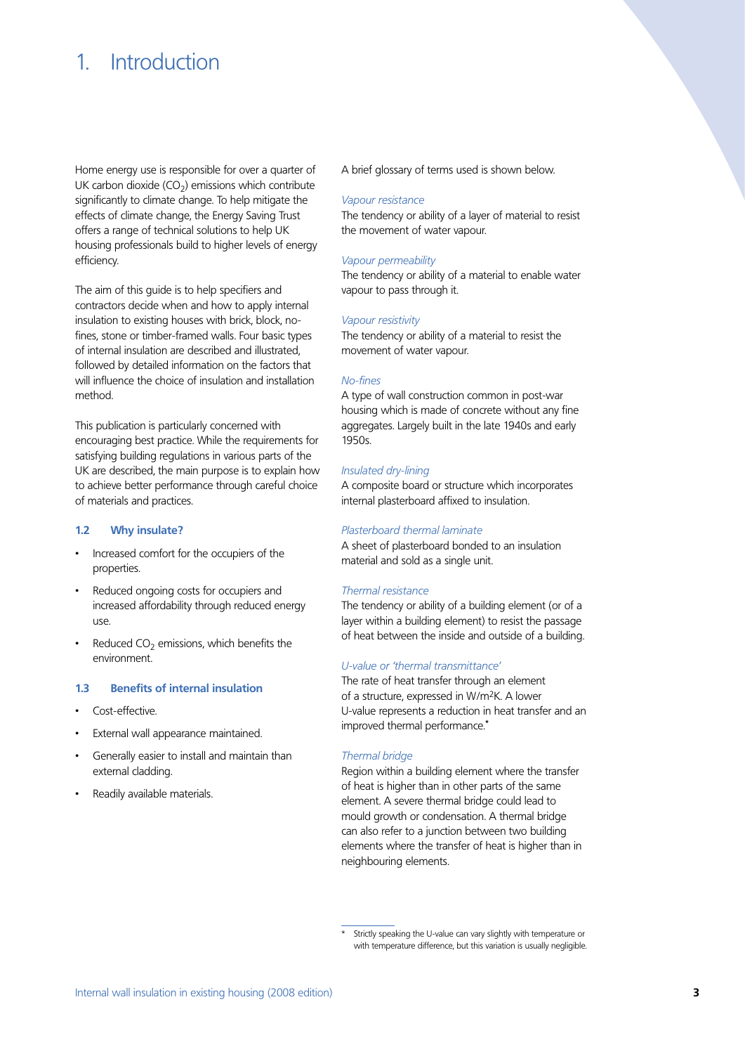# 1. Introduction

Home energy use is responsible for over a quarter of UK carbon dioxide ($CO_2$) emissions which contribute significantly to climate change. To help mitigate the effects of climate change, the Energy Saving Trust offers a range of technical solutions to help UK housing professionals build to higher levels of energy efficiency.

The aim of this guide is to help specifiers and contractors decide when and how to apply internal insulation to existing houses with brick, block, no-fines, stone or timber-framed walls. Four basic types of internal insulation are described and illustrated, followed by detailed information on the factors that will influence the choice of insulation and installation method.

This publication is particularly concerned with encouraging best practice. While the requirements for satisfying building regulations in various parts of the UK are described, the main purpose is to explain how to achieve better performance through careful choice of materials and practices.

### 1.2 Why insulate?

- Increased comfort for the occupiers of the properties.
- Reduced ongoing costs for occupiers and increased affordability through reduced energy use.
- Reduced $CO_2$ emissions, which benefits the environment.

### 1.3 Benefits of internal insulation

- Cost-effective.
- External wall appearance maintained.
- Generally easier to install and maintain than external cladding.
- Readily available materials.

A brief glossary of terms used is shown below.

*Vapour resistance*
The tendency or ability of a layer of material to resist the movement of water vapour.

*Vapour permeability*
The tendency or ability of a material to enable water vapour to pass through it.

*Vapour resistivity*
The tendency or ability of a material to resist the movement of water vapour.

*No-fines*
A type of wall construction common in post-war housing which is made of concrete without any fine aggregates. Largely built in the late 1940s and early 1950s.

*Insulated dry-lining*
A composite board or structure which incorporates internal plasterboard affixed to insulation.

*Plasterboard thermal laminate*
A sheet of plasterboard bonded to an insulation material and sold as a single unit.

*Thermal resistance*
The tendency or ability of a building element (or of a layer within a building element) to resist the passage of heat between the inside and outside of a building.

*U-value or 'thermal transmittance'*
The rate of heat transfer through an element of a structure, expressed in $W/m^2K$. A lower U-value represents a reduction in heat transfer and an improved thermal performance.*

*Thermal bridge*
Region within a building element where the transfer of heat is higher than in other parts of the same element. A severe thermal bridge could lead to mould growth or condensation. A thermal bridge can also refer to a junction between two building elements where the transfer of heat is higher than in neighbouring elements.

---

\* Strictly speaking the U-value can vary slightly with temperature or with temperature difference, but this variation is usually negligible.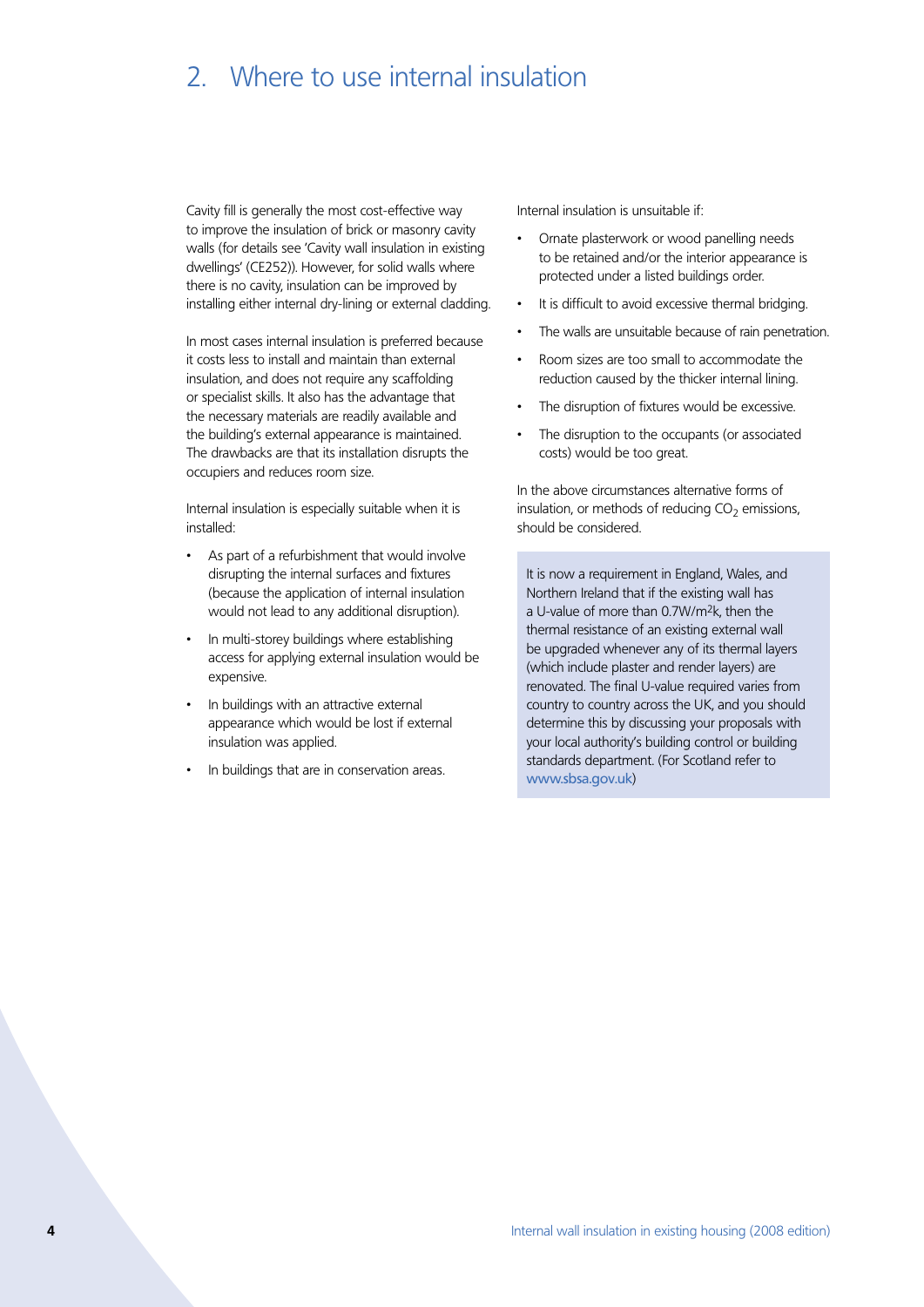## 2. Where to use internal insulation

Cavity fill is generally the most cost-effective way to improve the insulation of brick or masonry cavity walls (for details see 'Cavity wall insulation in existing dwellings' (CE252)). However, for solid walls where there is no cavity, insulation can be improved by installing either internal dry-lining or external cladding.

In most cases internal insulation is preferred because it costs less to install and maintain than external insulation, and does not require any scaffolding or specialist skills. It also has the advantage that the necessary materials are readily available and the building's external appearance is maintained. The drawbacks are that its installation disrupts the occupiers and reduces room size.

Internal insulation is especially suitable when it is installed:

- As part of a refurbishment that would involve disrupting the internal surfaces and fixtures (because the application of internal insulation would not lead to any additional disruption).
- In multi-storey buildings where establishing access for applying external insulation would be expensive.
- In buildings with an attractive external appearance which would be lost if external insulation was applied.
- In buildings that are in conservation areas.

Internal insulation is unsuitable if:

- Ornate plasterwork or wood panelling needs to be retained and/or the interior appearance is protected under a listed buildings order.
- It is difficult to avoid excessive thermal bridging.
- The walls are unsuitable because of rain penetration.
- Room sizes are too small to accommodate the reduction caused by the thicker internal lining.
- The disruption of fixtures would be excessive.
- The disruption to the occupants (or associated costs) would be too great.

In the above circumstances alternative forms of insulation, or methods of reducing $CO_2$ emissions, should be considered.

It is now a requirement in England, Wales, and Northern Ireland that if the existing wall has a U-value of more than 0.7W/m$^2$k, then the thermal resistance of an existing external wall be upgraded whenever any of its thermal layers (which include plaster and render layers) are renovated. The final U-value required varies from country to country across the UK, and you should determine this by discussing your proposals with your local authority's building control or building standards department. (For Scotland refer to www.sbsa.gov.uk)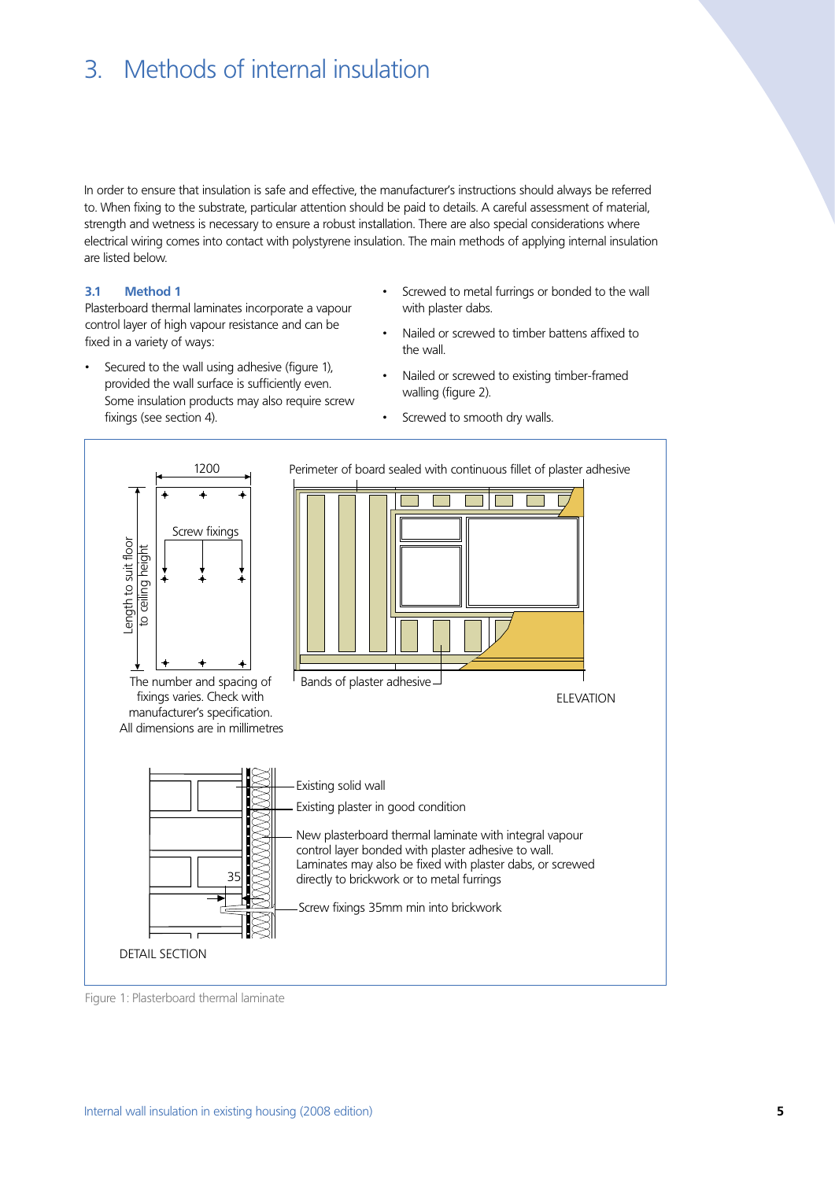# 3. Methods of internal insulation

In order to ensure that insulation is safe and effective, the manufacturer's instructions should always be referred to. When fixing to the substrate, particular attention should be paid to details. A careful assessment of material, strength and wetness is necessary to ensure a robust installation. There are also special considerations where electrical wiring comes into contact with polystyrene insulation. The main methods of applying internal insulation are listed below.

### 3.1 Method 1

Plasterboard thermal laminates incorporate a vapour control layer of high vapour resistance and can be fixed in a variety of ways:

- Secured to the wall using adhesive (figure 1), provided the wall surface is sufficiently even. Some insulation products may also require screw fixings (see section 4).
- Screwed to metal furrings or bonded to the wall with plaster dabs.
- Nailed or screwed to timber battens affixed to the wall.
- Nailed or screwed to existing timber-framed walling (figure 2).
- Screwed to smooth dry walls.

1200

Length to suit floor to ceiling height

Screw fixings

The number and spacing of fixings varies. Check with manufacturer's specification. All dimensions are in millimetres

Perimeter of board sealed with continuous fillet of plaster adhesive

Bands of plaster adhesive

ELEVATION

Existing solid wall

Existing plaster in good condition

New plasterboard thermal laminate with integral vapour control layer bonded with plaster adhesive to wall. Laminates may also be fixed with plaster dabs, or screwed directly to brickwork or to metal furrings

35

Screw fixings 35mm min into brickwork

DETAIL SECTION

Figure 1: Plasterboard thermal laminate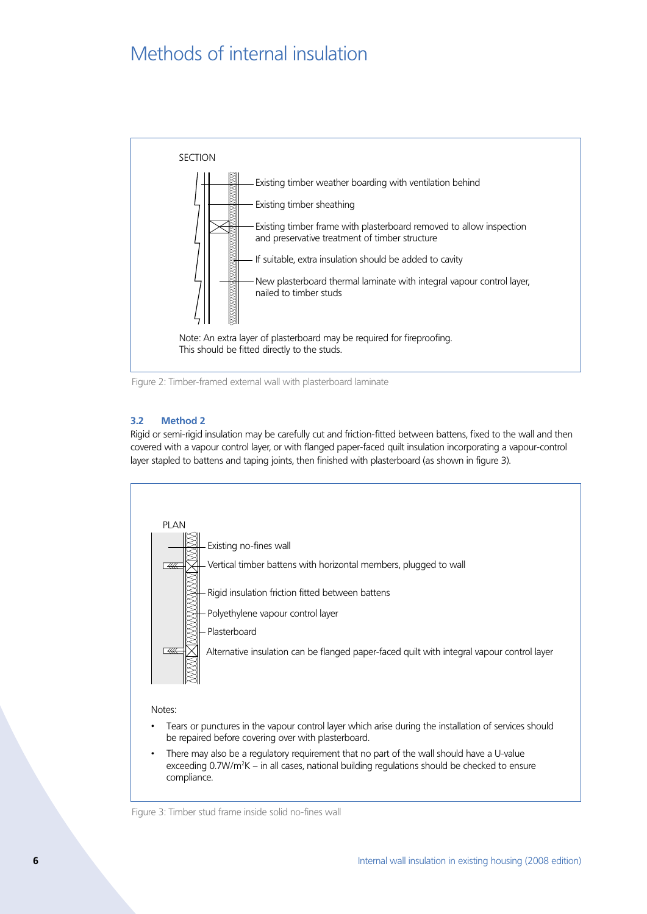# Methods of internal insulation

SECTION

- Existing timber weather boarding with ventilation behind
- Existing timber sheathing
- Existing timber frame with plasterboard removed to allow inspection and preservative treatment of timber structure
- If suitable, extra insulation should be added to cavity
- New plasterboard thermal laminate with integral vapour control layer, nailed to timber studs

Note: An extra layer of plasterboard may be required for fireproofing. This should be fitted directly to the studs.

Figure 2: Timber-framed external wall with plasterboard laminate

### 3.2 Method 2

Rigid or semi-rigid insulation may be carefully cut and friction-fitted between battens, fixed to the wall and then covered with a vapour control layer, or with flanged paper-faced quilt insulation incorporating a vapour-control layer stapled to battens and taping joints, then finished with plasterboard (as shown in figure 3).

PLAN

- Existing no-fines wall
- Vertical timber battens with horizontal members, plugged to wall
- Rigid insulation friction fitted between battens
- Polyethylene vapour control layer
- Plasterboard
- Alternative insulation can be flanged paper-faced quilt with integral vapour control layer

Notes:

- Tears or punctures in the vapour control layer which arise during the installation of services should be repaired before covering over with plasterboard.
- There may also be a regulatory requirement that no part of the wall should have a U-value exceeding $0.7W/m^2K$ – in all cases, national building regulations should be checked to ensure compliance.

Figure 3: Timber stud frame inside solid no-fines wall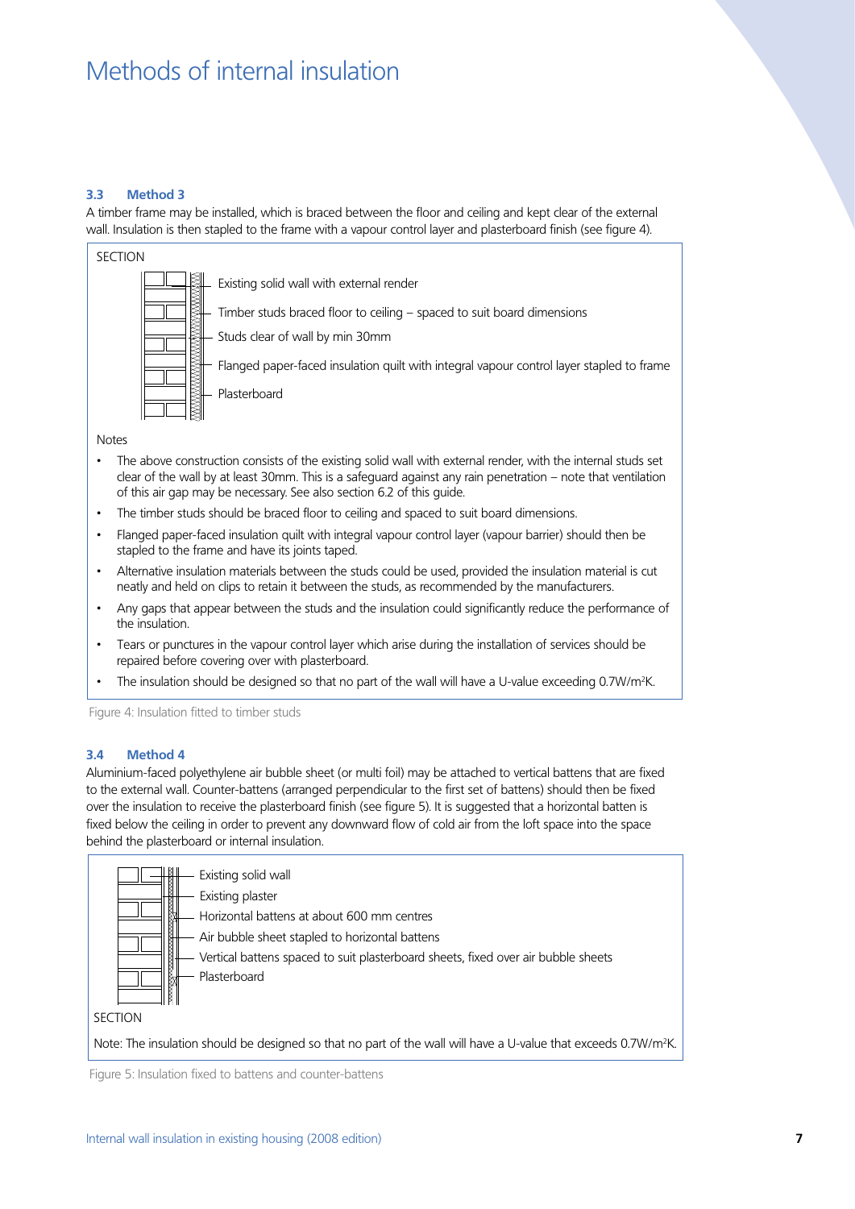# Methods of internal insulation

### 3.3 Method 3

A timber frame may be installed, which is braced between the floor and ceiling and kept clear of the external wall. Insulation is then stapled to the frame with a vapour control layer and plasterboard finish (see figure 4).

SECTION

- Existing solid wall with external render
- Timber studs braced floor to ceiling – spaced to suit board dimensions
- Studs clear of wall by min 30mm
- Flanged paper-faced insulation quilt with integral vapour control layer stapled to frame
- Plasterboard

Notes

- The above construction consists of the existing solid wall with external render, with the internal studs set clear of the wall by at least 30mm. This is a safeguard against any rain penetration – note that ventilation of this air gap may be necessary. See also section 6.2 of this guide.
- The timber studs should be braced floor to ceiling and spaced to suit board dimensions.
- Flanged paper-faced insulation quilt with integral vapour control layer (vapour barrier) should then be stapled to the frame and have its joints taped.
- Alternative insulation materials between the studs could be used, provided the insulation material is cut neatly and held on clips to retain it between the studs, as recommended by the manufacturers.
- Any gaps that appear between the studs and the insulation could significantly reduce the performance of the insulation.
- Tears or punctures in the vapour control layer which arise during the installation of services should be repaired before covering over with plasterboard.
- The insulation should be designed so that no part of the wall will have a U-value exceeding 0.7W/m²K.

Figure 4: Insulation fitted to timber studs

### 3.4 Method 4

Aluminium-faced polyethylene air bubble sheet (or multi foil) may be attached to vertical battens that are fixed to the external wall. Counter-battens (arranged perpendicular to the first set of battens) should then be fixed over the insulation to receive the plasterboard finish (see figure 5). It is suggested that a horizontal batten is fixed below the ceiling in order to prevent any downward flow of cold air from the loft space into the space behind the plasterboard or internal insulation.

- Existing solid wall
- Existing plaster
- Horizontal battens at about 600 mm centres
- Air bubble sheet stapled to horizontal battens
- Vertical battens spaced to suit plasterboard sheets, fixed over air bubble sheets
- Plasterboard

SECTION

Note: The insulation should be designed so that no part of the wall will have a U-value that exceeds 0.7W/m²K.

Figure 5: Insulation fixed to battens and counter-battens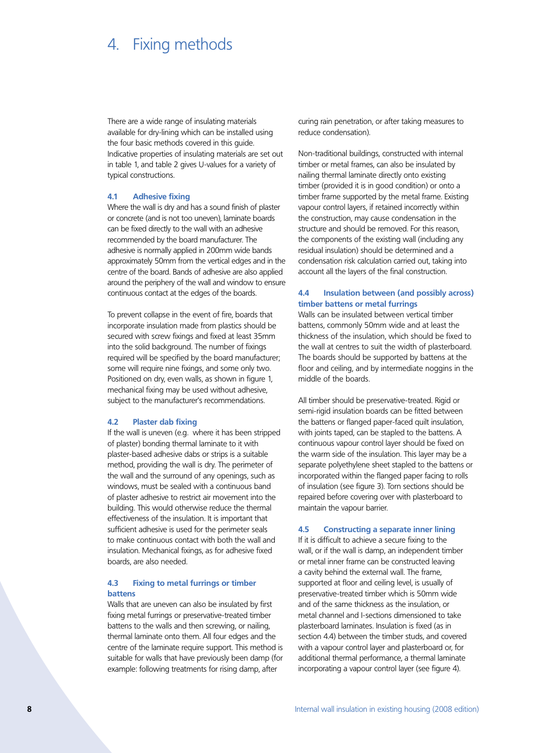# 4. Fixing methods

There are a wide range of insulating materials available for dry-lining which can be installed using the four basic methods covered in this guide. Indicative properties of insulating materials are set out in table 1, and table 2 gives U-values for a variety of typical constructions.

### 4.1 Adhesive fixing

Where the wall is dry and has a sound finish of plaster or concrete (and is not too uneven), laminate boards can be fixed directly to the wall with an adhesive recommended by the board manufacturer. The adhesive is normally applied in 200mm wide bands approximately 50mm from the vertical edges and in the centre of the board. Bands of adhesive are also applied around the periphery of the wall and window to ensure continuous contact at the edges of the boards.

To prevent collapse in the event of fire, boards that incorporate insulation made from plastics should be secured with screw fixings and fixed at least 35mm into the solid background. The number of fixings required will be specified by the board manufacturer; some will require nine fixings, and some only two. Positioned on dry, even walls, as shown in figure 1, mechanical fixing may be used without adhesive, subject to the manufacturer's recommendations.

### 4.2 Plaster dab fixing

If the wall is uneven (e.g. where it has been stripped of plaster) bonding thermal laminate to it with plaster-based adhesive dabs or strips is a suitable method, providing the wall is dry. The perimeter of the wall and the surround of any openings, such as windows, must be sealed with a continuous band of plaster adhesive to restrict air movement into the building. This would otherwise reduce the thermal effectiveness of the insulation. It is important that sufficient adhesive is used for the perimeter seals to make continuous contact with both the wall and insulation. Mechanical fixings, as for adhesive fixed boards, are also needed.

### 4.3 Fixing to metal furrings or timber battens

Walls that are uneven can also be insulated by first fixing metal furrings or preservative-treated timber battens to the walls and then screwing, or nailing, thermal laminate onto them. All four edges and the centre of the laminate require support. This method is suitable for walls that have previously been damp (for example: following treatments for rising damp, after curing rain penetration, or after taking measures to reduce condensation).

Non-traditional buildings, constructed with internal timber or metal frames, can also be insulated by nailing thermal laminate directly onto existing timber (provided it is in good condition) or onto a timber frame supported by the metal frame. Existing vapour control layers, if retained incorrectly within the construction, may cause condensation in the structure and should be removed. For this reason, the components of the existing wall (including any residual insulation) should be determined and a condensation risk calculation carried out, taking into account all the layers of the final construction.

### 4.4 Insulation between (and possibly across) timber battens or metal furrings

Walls can be insulated between vertical timber battens, commonly 50mm wide and at least the thickness of the insulation, which should be fixed to the wall at centres to suit the width of plasterboard. The boards should be supported by battens at the floor and ceiling, and by intermediate noggins in the middle of the boards.

All timber should be preservative-treated. Rigid or semi-rigid insulation boards can be fitted between the battens or flanged paper-faced quilt insulation, with joints taped, can be stapled to the battens. A continuous vapour control layer should be fixed on the warm side of the insulation. This layer may be a separate polyethylene sheet stapled to the battens or incorporated within the flanged paper facing to rolls of insulation (see figure 3). Torn sections should be repaired before covering over with plasterboard to maintain the vapour barrier.

### 4.5 Constructing a separate inner lining

If it is difficult to achieve a secure fixing to the wall, or if the wall is damp, an independent timber or metal inner frame can be constructed leaving a cavity behind the external wall. The frame, supported at floor and ceiling level, is usually of preservative-treated timber which is 50mm wide and of the same thickness as the insulation, or metal channel and I-sections dimensioned to take plasterboard laminates. Insulation is fixed (as in section 4.4) between the timber studs, and covered with a vapour control layer and plasterboard or, for additional thermal performance, a thermal laminate incorporating a vapour control layer (see figure 4).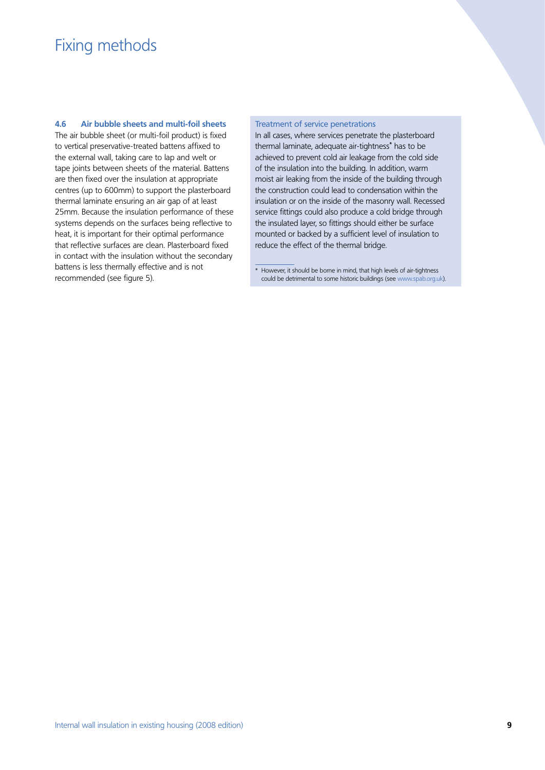# Fixing methods

### 4.6 Air bubble sheets and multi-foil sheets

The air bubble sheet (or multi-foil product) is fixed to vertical preservative-treated battens affixed to the external wall, taking care to lap and welt or tape joints between sheets of the material. Battens are then fixed over the insulation at appropriate centres (up to 600mm) to support the plasterboard thermal laminate ensuring an air gap of at least 25mm. Because the insulation performance of these systems depends on the surfaces being reflective to heat, it is important for their optimal performance that reflective surfaces are clean. Plasterboard fixed in contact with the insulation without the secondary battens is less thermally effective and is not recommended (see figure 5).

#### Treatment of service penetrations

In all cases, where services penetrate the plasterboard thermal laminate, adequate air-tightness* has to be achieved to prevent cold air leakage from the cold side of the insulation into the building. In addition, warm moist air leaking from the inside of the building through the construction could lead to condensation within the insulation or on the inside of the masonry wall. Recessed service fittings could also produce a cold bridge through the insulated layer, so fittings should either be surface mounted or backed by a sufficient level of insulation to reduce the effect of the thermal bridge.

\* However, it should be borne in mind, that high levels of air-tightness could be detrimental to some historic buildings (see www.spab.org.uk).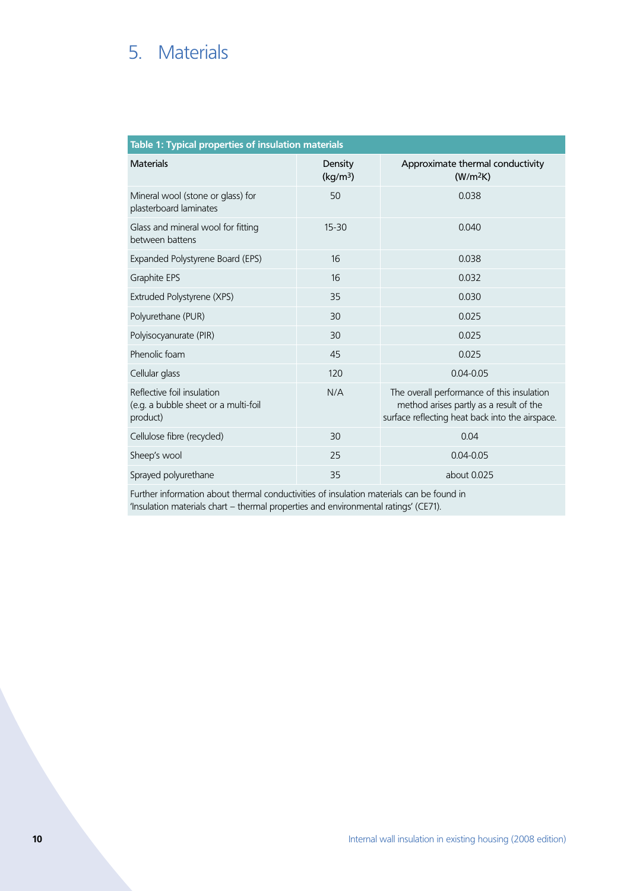# 5. Materials

**Table 1: Typical properties of insulation materials**

| Materials | Density ($kg/m^3$) | Approximate thermal conductivity ($W/m^2K$) |
|---|---|---|
| Mineral wool (stone or glass) for plasterboard laminates | 50 | 0.038 |
| Glass and mineral wool for fitting between battens | 15-30 | 0.040 |
| Expanded Polystyrene Board (EPS) | 16 | 0.038 |
| Graphite EPS | 16 | 0.032 |
| Extruded Polystyrene (XPS) | 35 | 0.030 |
| Polyurethane (PUR) | 30 | 0.025 |
| Polyisocyanurate (PIR) | 30 | 0.025 |
| Phenolic foam | 45 | 0.025 |
| Cellular glass | 120 | 0.04-0.05 |
| Reflective foil insulation (e.g. a bubble sheet or a multi-foil product) | N/A | The overall performance of this insulation method arises partly as a result of the surface reflecting heat back into the airspace. |
| Cellulose fibre (recycled) | 30 | 0.04 |
| Sheep's wool | 25 | 0.04-0.05 |
| Sprayed polyurethane | 35 | about 0.025 |

Further information about thermal conductivities of insulation materials can be found in 'Insulation materials chart – thermal properties and environmental ratings' (CE71).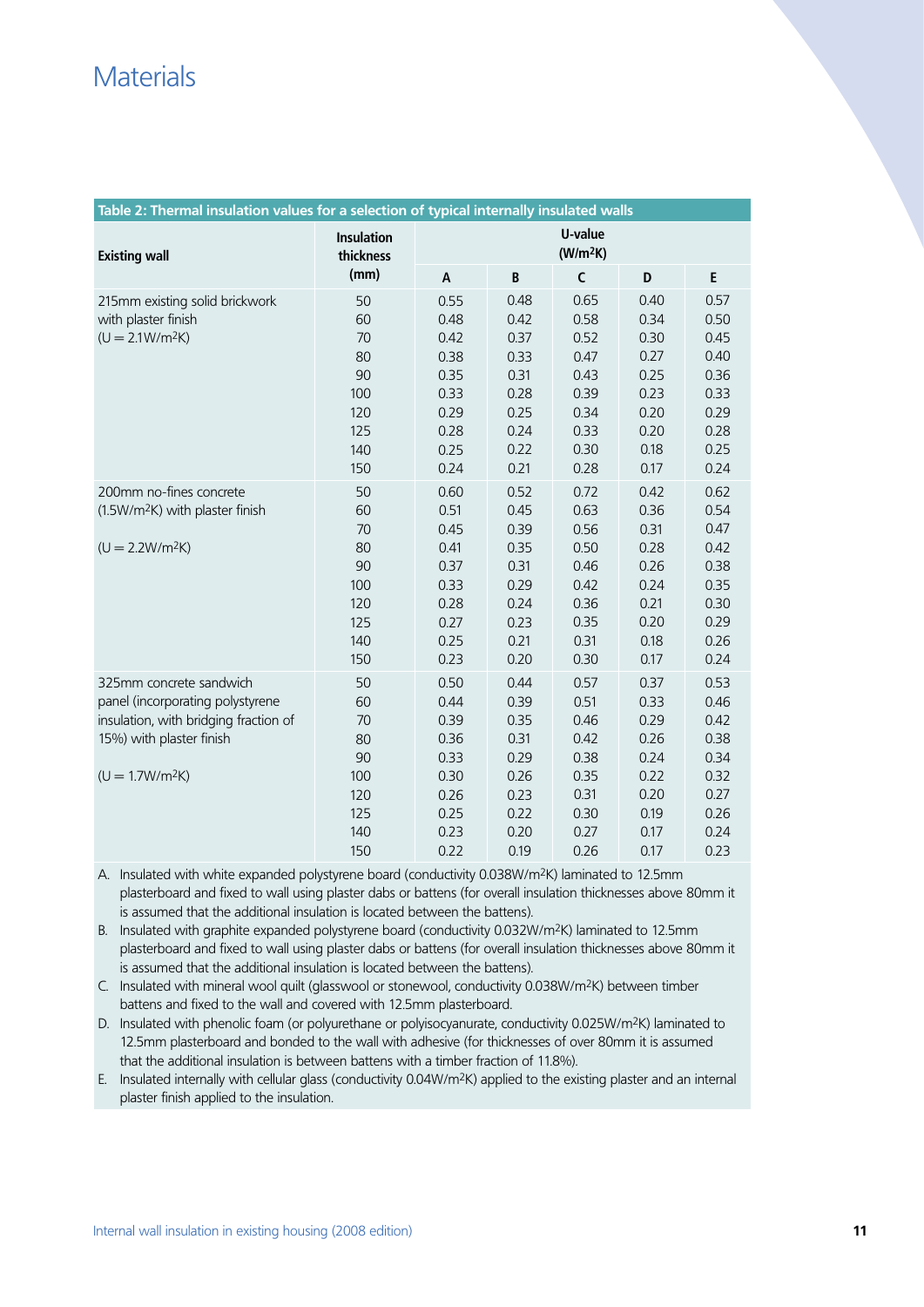# Materials

**Table 2: Thermal insulation values for a selection of typical internally insulated walls**

| Existing wall | Insulation thickness (mm) | U-value ($W/m^2K$) | | | | |
|---|---|---|---|---|---|---|
| | | A | B | C | D | E |
| 215mm existing solid brickwork with plaster finish ($U = 2.1W/m^2K$) | 50 | 0.55 | 0.48 | 0.65 | 0.40 | 0.57 |
| | 60 | 0.48 | 0.42 | 0.58 | 0.34 | 0.50 |
| | 70 | 0.42 | 0.37 | 0.52 | 0.30 | 0.45 |
| | 80 | 0.38 | 0.33 | 0.47 | 0.27 | 0.40 |
| | 90 | 0.35 | 0.31 | 0.43 | 0.25 | 0.36 |
| | 100 | 0.33 | 0.28 | 0.39 | 0.23 | 0.33 |
| | 120 | 0.29 | 0.25 | 0.34 | 0.20 | 0.29 |
| | 125 | 0.28 | 0.24 | 0.33 | 0.20 | 0.28 |
| | 140 | 0.25 | 0.22 | 0.30 | 0.18 | 0.25 |
| | 150 | 0.24 | 0.21 | 0.28 | 0.17 | 0.24 |
| 200mm no-fines concrete ($1.5W/m^2K$) with plaster finish ($U = 2.2W/m^2K$) | 50 | 0.60 | 0.52 | 0.72 | 0.42 | 0.62 |
| | 60 | 0.51 | 0.45 | 0.63 | 0.36 | 0.54 |
| | 70 | 0.45 | 0.39 | 0.56 | 0.31 | 0.47 |
| | 80 | 0.41 | 0.35 | 0.50 | 0.28 | 0.42 |
| | 90 | 0.37 | 0.31 | 0.46 | 0.26 | 0.38 |
| | 100 | 0.33 | 0.29 | 0.42 | 0.24 | 0.35 |
| | 120 | 0.28 | 0.24 | 0.36 | 0.21 | 0.30 |
| | 125 | 0.27 | 0.23 | 0.35 | 0.20 | 0.29 |
| | 140 | 0.25 | 0.21 | 0.31 | 0.18 | 0.26 |
| | 150 | 0.23 | 0.20 | 0.30 | 0.17 | 0.24 |
| 325mm concrete sandwich panel (incorporating polystyrene insulation, with bridging fraction of 15%) with plaster finish ($U = 1.7W/m^2K$) | 50 | 0.50 | 0.44 | 0.57 | 0.37 | 0.53 |
| | 60 | 0.44 | 0.39 | 0.51 | 0.33 | 0.46 |
| | 70 | 0.39 | 0.35 | 0.46 | 0.29 | 0.42 |
| | 80 | 0.36 | 0.31 | 0.42 | 0.26 | 0.38 |
| | 90 | 0.33 | 0.29 | 0.38 | 0.24 | 0.34 |
| | 100 | 0.30 | 0.26 | 0.35 | 0.22 | 0.32 |
| | 120 | 0.26 | 0.23 | 0.31 | 0.20 | 0.27 |
| | 125 | 0.25 | 0.22 | 0.30 | 0.19 | 0.26 |
| | 140 | 0.23 | 0.20 | 0.27 | 0.17 | 0.24 |
| | 150 | 0.22 | 0.19 | 0.26 | 0.17 | 0.23 |

A. Insulated with white expanded polystyrene board (conductivity $0.038W/m^2K$) laminated to 12.5mm plasterboard and fixed to wall using plaster dabs or battens (for overall insulation thicknesses above 80mm it is assumed that the additional insulation is located between the battens).

B. Insulated with graphite expanded polystyrene board (conductivity $0.032W/m^2K$) laminated to 12.5mm plasterboard and fixed to wall using plaster dabs or battens (for overall insulation thicknesses above 80mm it is assumed that the additional insulation is located between the battens).

C. Insulated with mineral wool quilt (glasswool or stonewool, conductivity $0.038W/m^2K$) between timber battens and fixed to the wall and covered with 12.5mm plasterboard.

D. Insulated with phenolic foam (or polyurethane or polyisocyanurate, conductivity $0.025W/m^2K$) laminated to 12.5mm plasterboard and bonded to the wall with adhesive (for thicknesses of over 80mm it is assumed that the additional insulation is between battens with a timber fraction of 11.8%).

E. Insulated internally with cellular glass (conductivity $0.04W/m^2K$) applied to the existing plaster and an internal plaster finish applied to the insulation.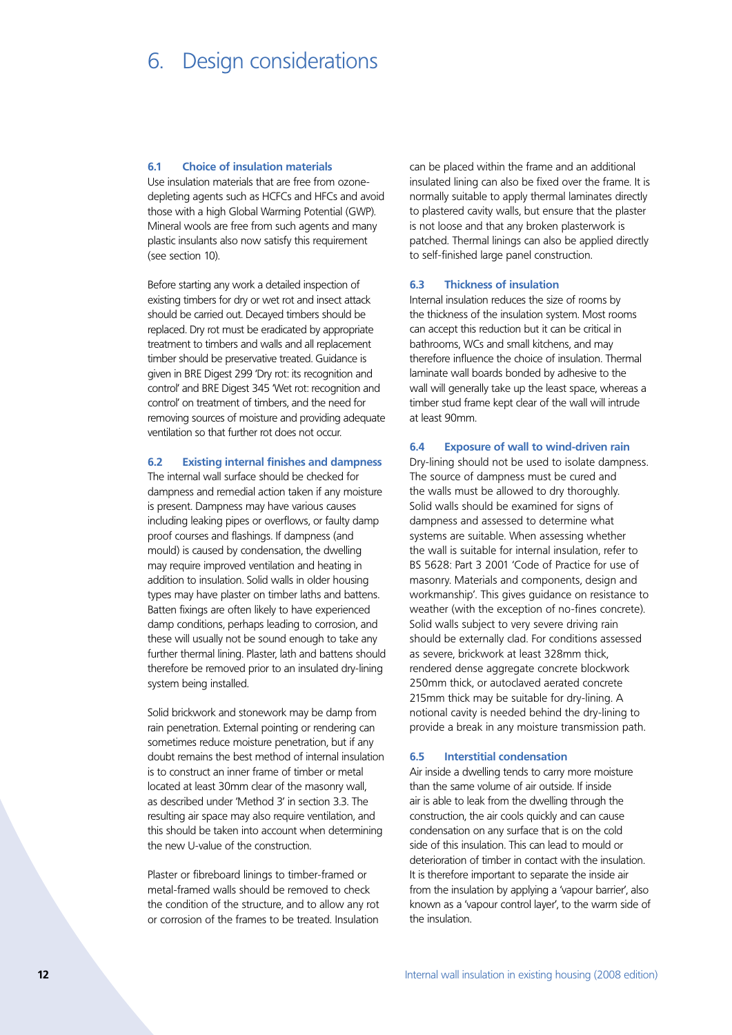# 6. Design considerations

### 6.1 Choice of insulation materials

Use insulation materials that are free from ozone-depleting agents such as HCFCs and HFCs and avoid those with a high Global Warming Potential (GWP). Mineral wools are free from such agents and many plastic insulants also now satisfy this requirement (see section 10).

Before starting any work a detailed inspection of existing timbers for dry or wet rot and insect attack should be carried out. Decayed timbers should be replaced. Dry rot must be eradicated by appropriate treatment to timbers and walls and all replacement timber should be preservative treated. Guidance is given in BRE Digest 299 'Dry rot: its recognition and control' and BRE Digest 345 'Wet rot: recognition and control' on treatment of timbers, and the need for removing sources of moisture and providing adequate ventilation so that further rot does not occur.

### 6.2 Existing internal finishes and dampness

The internal wall surface should be checked for dampness and remedial action taken if any moisture is present. Dampness may have various causes including leaking pipes or overflows, or faulty damp proof courses and flashings. If dampness (and mould) is caused by condensation, the dwelling may require improved ventilation and heating in addition to insulation. Solid walls in older housing types may have plaster on timber laths and battens. Batten fixings are often likely to have experienced damp conditions, perhaps leading to corrosion, and these will usually not be sound enough to take any further thermal lining. Plaster, lath and battens should therefore be removed prior to an insulated dry-lining system being installed.

Solid brickwork and stonework may be damp from rain penetration. External pointing or rendering can sometimes reduce moisture penetration, but if any doubt remains the best method of internal insulation is to construct an inner frame of timber or metal located at least 30mm clear of the masonry wall, as described under 'Method 3' in section 3.3. The resulting air space may also require ventilation, and this should be taken into account when determining the new U-value of the construction.

Plaster or fibreboard linings to timber-framed or metal-framed walls should be removed to check the condition of the structure, and to allow any rot or corrosion of the frames to be treated. Insulation can be placed within the frame and an additional insulated lining can also be fixed over the frame. It is normally suitable to apply thermal laminates directly to plastered cavity walls, but ensure that the plaster is not loose and that any broken plasterwork is patched. Thermal linings can also be applied directly to self-finished large panel construction.

### 6.3 Thickness of insulation

Internal insulation reduces the size of rooms by the thickness of the insulation system. Most rooms can accept this reduction but it can be critical in bathrooms, WCs and small kitchens, and may therefore influence the choice of insulation. Thermal laminate wall boards bonded by adhesive to the wall will generally take up the least space, whereas a timber stud frame kept clear of the wall will intrude at least 90mm.

### 6.4 Exposure of wall to wind-driven rain

Dry-lining should not be used to isolate dampness. The source of dampness must be cured and the walls must be allowed to dry thoroughly. Solid walls should be examined for signs of dampness and assessed to determine what systems are suitable. When assessing whether the wall is suitable for internal insulation, refer to BS 5628: Part 3 2001 'Code of Practice for use of masonry. Materials and components, design and workmanship'. This gives guidance on resistance to weather (with the exception of no-fines concrete). Solid walls subject to very severe driving rain should be externally clad. For conditions assessed as severe, brickwork at least 328mm thick, rendered dense aggregate concrete blockwork 250mm thick, or autoclaved aerated concrete 215mm thick may be suitable for dry-lining. A notional cavity is needed behind the dry-lining to provide a break in any moisture transmission path.

### 6.5 Interstitial condensation

Air inside a dwelling tends to carry more moisture than the same volume of air outside. If inside air is able to leak from the dwelling through the construction, the air cools quickly and can cause condensation on any surface that is on the cold side of this insulation. This can lead to mould or deterioration of timber in contact with the insulation. It is therefore important to separate the inside air from the insulation by applying a 'vapour barrier', also known as a 'vapour control layer', to the warm side of the insulation.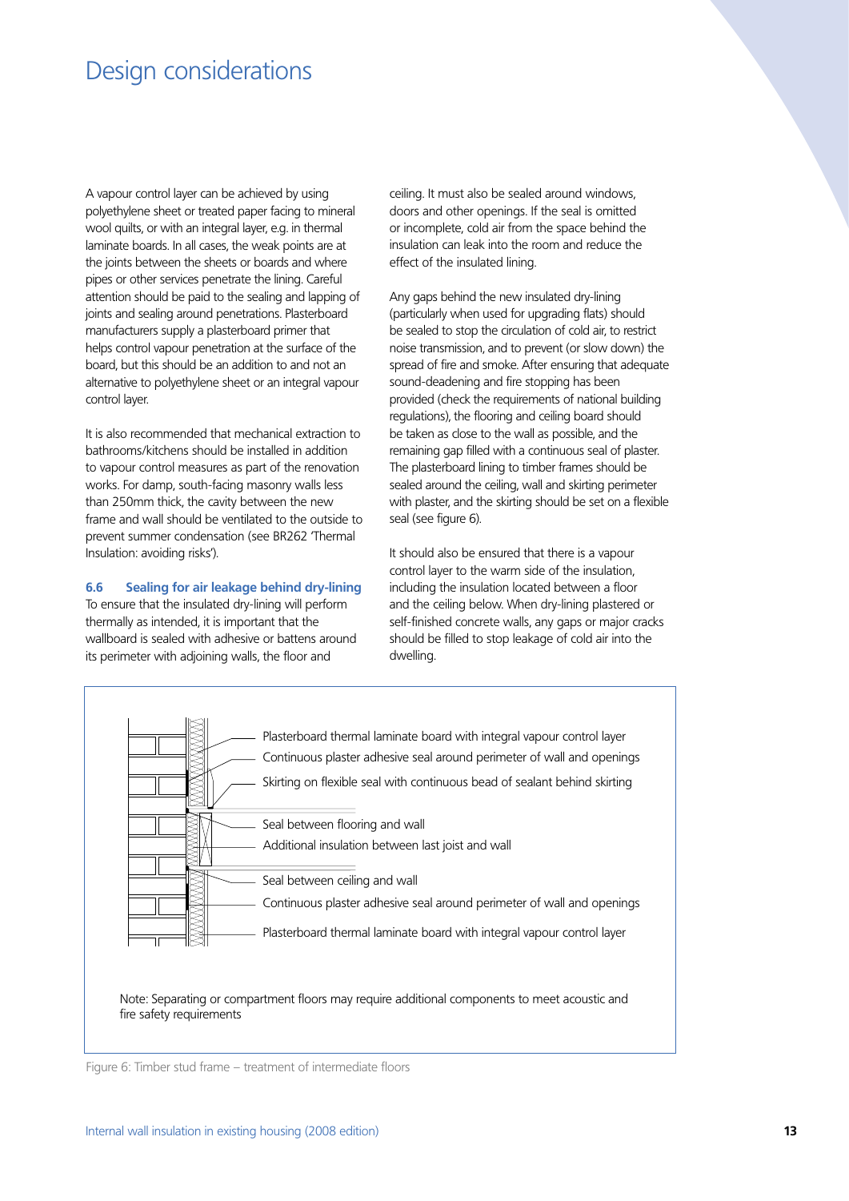# Design considerations

A vapour control layer can be achieved by using polyethylene sheet or treated paper facing to mineral wool quilts, or with an integral layer, e.g. in thermal laminate boards. In all cases, the weak points are at the joints between the sheets or boards and where pipes or other services penetrate the lining. Careful attention should be paid to the sealing and lapping of joints and sealing around penetrations. Plasterboard manufacturers supply a plasterboard primer that helps control vapour penetration at the surface of the board, but this should be an addition to and not an alternative to polyethylene sheet or an integral vapour control layer.

It is also recommended that mechanical extraction to bathrooms/kitchens should be installed in addition to vapour control measures as part of the renovation works. For damp, south-facing masonry walls less than 250mm thick, the cavity between the new frame and wall should be ventilated to the outside to prevent summer condensation (see BR262 'Thermal Insulation: avoiding risks').

### 6.6 Sealing for air leakage behind dry-lining

To ensure that the insulated dry-lining will perform thermally as intended, it is important that the wallboard is sealed with adhesive or battens around its perimeter with adjoining walls, the floor and ceiling. It must also be sealed around windows, doors and other openings. If the seal is omitted or incomplete, cold air from the space behind the insulation can leak into the room and reduce the effect of the insulated lining.

Any gaps behind the new insulated dry-lining (particularly when used for upgrading flats) should be sealed to stop the circulation of cold air, to restrict noise transmission, and to prevent (or slow down) the spread of fire and smoke. After ensuring that adequate sound-deadening and fire stopping has been provided (check the requirements of national building regulations), the flooring and ceiling board should be taken as close to the wall as possible, and the remaining gap filled with a continuous seal of plaster. The plasterboard lining to timber frames should be sealed around the ceiling, wall and skirting perimeter with plaster, and the skirting should be set on a flexible seal (see figure 6).

It should also be ensured that there is a vapour control layer to the warm side of the insulation, including the insulation located between a floor and the ceiling below. When dry-lining plastered or self-finished concrete walls, any gaps or major cracks should be filled to stop leakage of cold air into the dwelling.

- Plasterboard thermal laminate board with integral vapour control layer
- Continuous plaster adhesive seal around perimeter of wall and openings
- Skirting on flexible seal with continuous bead of sealant behind skirting
- Seal between flooring and wall
- Additional insulation between last joist and wall
- Seal between ceiling and wall
- Continuous plaster adhesive seal around perimeter of wall and openings
- Plasterboard thermal laminate board with integral vapour control layer

Note: Separating or compartment floors may require additional components to meet acoustic and fire safety requirements

Figure 6: Timber stud frame – treatment of intermediate floors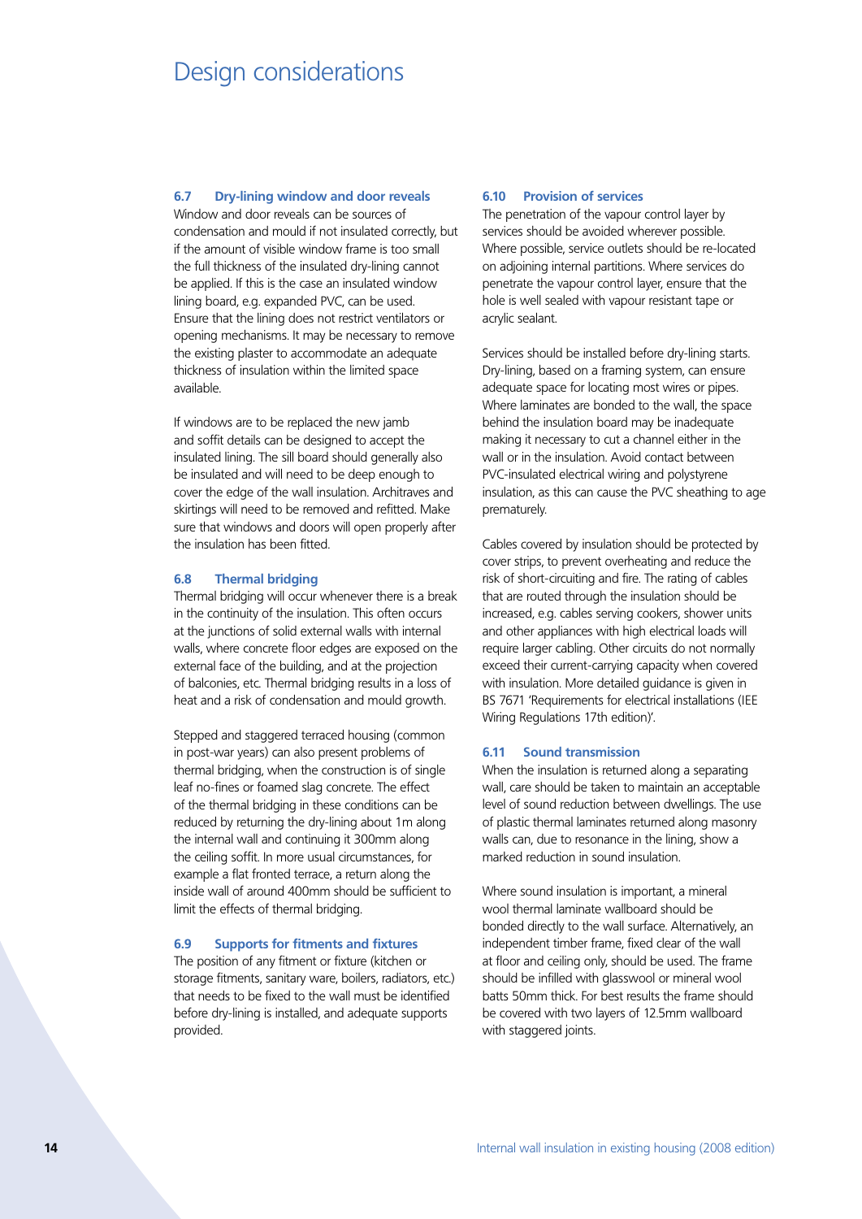# Design considerations

### 6.7 Dry-lining window and door reveals

Window and door reveals can be sources of condensation and mould if not insulated correctly, but if the amount of visible window frame is too small the full thickness of the insulated dry-lining cannot be applied. If this is the case an insulated window lining board, e.g. expanded PVC, can be used. Ensure that the lining does not restrict ventilators or opening mechanisms. It may be necessary to remove the existing plaster to accommodate an adequate thickness of insulation within the limited space available.

If windows are to be replaced the new jamb and soffit details can be designed to accept the insulated lining. The sill board should generally also be insulated and will need to be deep enough to cover the edge of the wall insulation. Architraves and skirtings will need to be removed and refitted. Make sure that windows and doors will open properly after the insulation has been fitted.

### 6.8 Thermal bridging

Thermal bridging will occur whenever there is a break in the continuity of the insulation. This often occurs at the junctions of solid external walls with internal walls, where concrete floor edges are exposed on the external face of the building, and at the projection of balconies, etc. Thermal bridging results in a loss of heat and a risk of condensation and mould growth.

Stepped and staggered terraced housing (common in post-war years) can also present problems of thermal bridging, when the construction is of single leaf no-fines or foamed slag concrete. The effect of the thermal bridging in these conditions can be reduced by returning the dry-lining about 1m along the internal wall and continuing it 300mm along the ceiling soffit. In more usual circumstances, for example a flat fronted terrace, a return along the inside wall of around 400mm should be sufficient to limit the effects of thermal bridging.

### 6.9 Supports for fitments and fixtures

The position of any fitment or fixture (kitchen or storage fitments, sanitary ware, boilers, radiators, etc.) that needs to be fixed to the wall must be identified before dry-lining is installed, and adequate supports provided.

### 6.10 Provision of services

The penetration of the vapour control layer by services should be avoided wherever possible. Where possible, service outlets should be re-located on adjoining internal partitions. Where services do penetrate the vapour control layer, ensure that the hole is well sealed with vapour resistant tape or acrylic sealant.

Services should be installed before dry-lining starts. Dry-lining, based on a framing system, can ensure adequate space for locating most wires or pipes. Where laminates are bonded to the wall, the space behind the insulation board may be inadequate making it necessary to cut a channel either in the wall or in the insulation. Avoid contact between PVC-insulated electrical wiring and polystyrene insulation, as this can cause the PVC sheathing to age prematurely.

Cables covered by insulation should be protected by cover strips, to prevent overheating and reduce the risk of short-circuiting and fire. The rating of cables that are routed through the insulation should be increased, e.g. cables serving cookers, shower units and other appliances with high electrical loads will require larger cabling. Other circuits do not normally exceed their current-carrying capacity when covered with insulation. More detailed guidance is given in BS 7671 'Requirements for electrical installations (IEE Wiring Regulations 17th edition)'.

### 6.11 Sound transmission

When the insulation is returned along a separating wall, care should be taken to maintain an acceptable level of sound reduction between dwellings. The use of plastic thermal laminates returned along masonry walls can, due to resonance in the lining, show a marked reduction in sound insulation.

Where sound insulation is important, a mineral wool thermal laminate wallboard should be bonded directly to the wall surface. Alternatively, an independent timber frame, fixed clear of the wall at floor and ceiling only, should be used. The frame should be infilled with glasswool or mineral wool batts 50mm thick. For best results the frame should be covered with two layers of 12.5mm wallboard with staggered joints.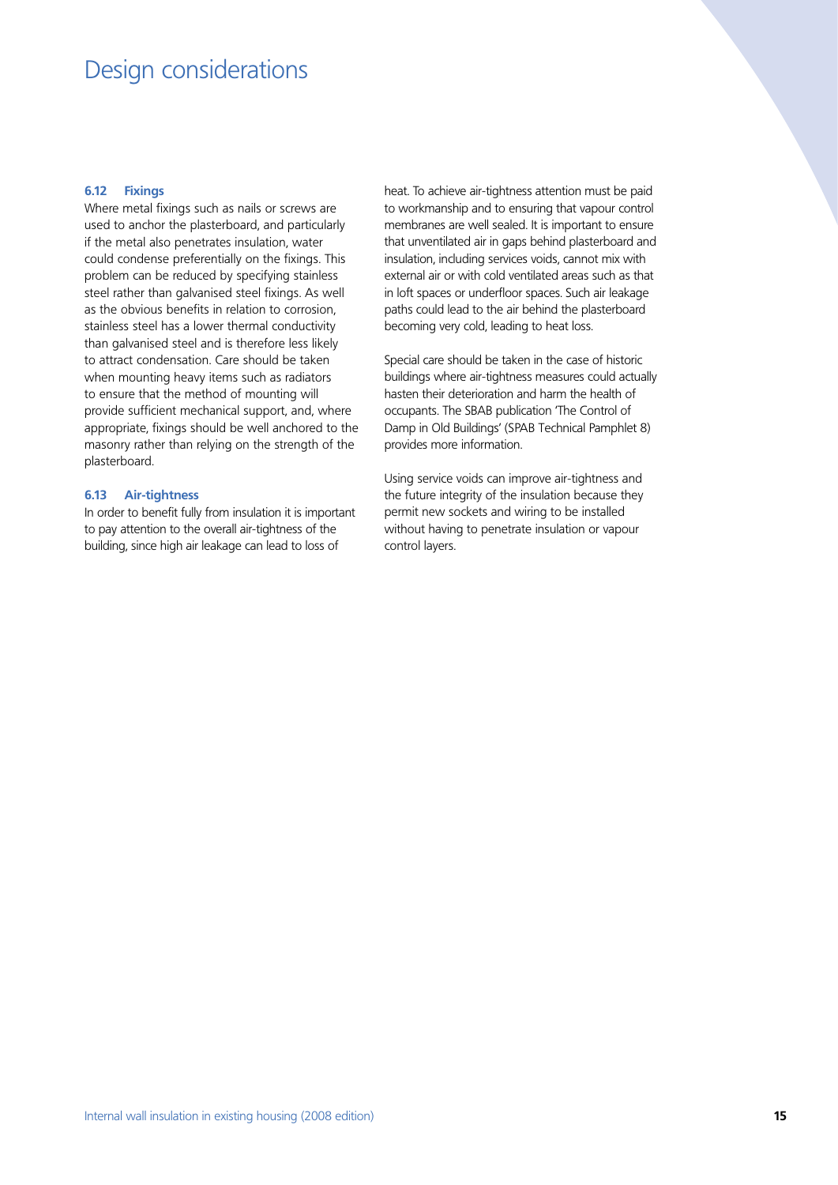# Design considerations

### 6.12 Fixings

Where metal fixings such as nails or screws are used to anchor the plasterboard, and particularly if the metal also penetrates insulation, water could condense preferentially on the fixings. This problem can be reduced by specifying stainless steel rather than galvanised steel fixings. As well as the obvious benefits in relation to corrosion, stainless steel has a lower thermal conductivity than galvanised steel and is therefore less likely to attract condensation. Care should be taken when mounting heavy items such as radiators to ensure that the method of mounting will provide sufficient mechanical support, and, where appropriate, fixings should be well anchored to the masonry rather than relying on the strength of the plasterboard.

### 6.13 Air-tightness

In order to benefit fully from insulation it is important to pay attention to the overall air-tightness of the building, since high air leakage can lead to loss of heat. To achieve air-tightness attention must be paid to workmanship and to ensuring that vapour control membranes are well sealed. It is important to ensure that unventilated air in gaps behind plasterboard and insulation, including services voids, cannot mix with external air or with cold ventilated areas such as that in loft spaces or underfloor spaces. Such air leakage paths could lead to the air behind the plasterboard becoming very cold, leading to heat loss.

Special care should be taken in the case of historic buildings where air-tightness measures could actually hasten their deterioration and harm the health of occupants. The SBAB publication 'The Control of Damp in Old Buildings' (SPAB Technical Pamphlet 8) provides more information.

Using service voids can improve air-tightness and the future integrity of the insulation because they permit new sockets and wiring to be installed without having to penetrate insulation or vapour control layers.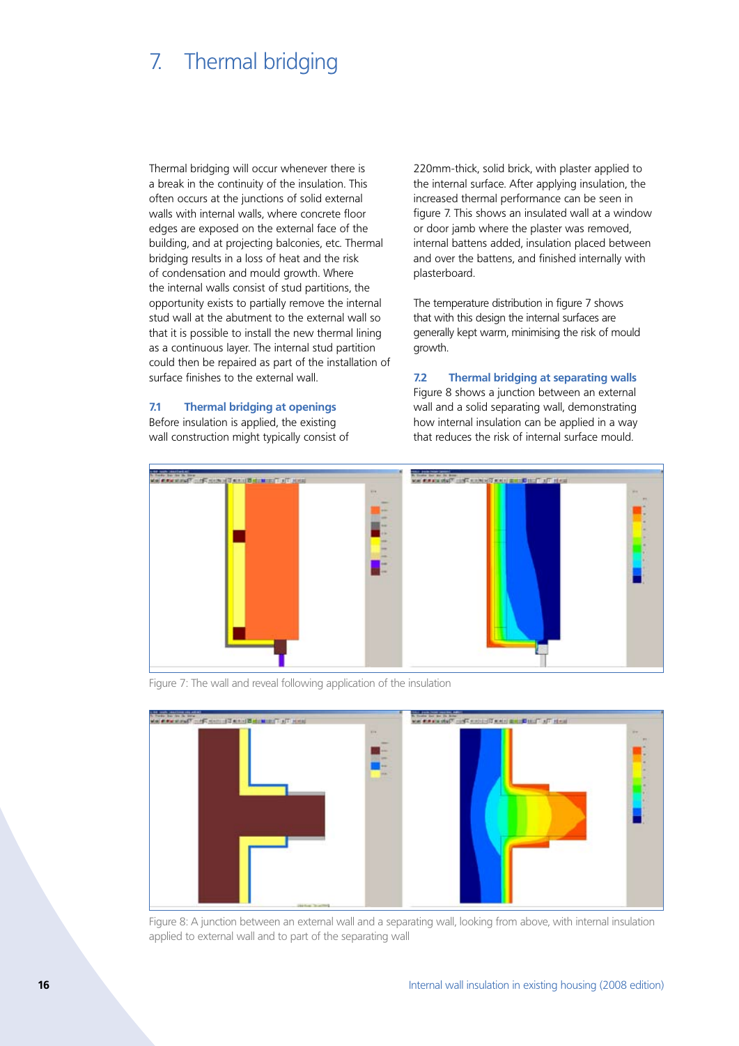# 7. Thermal bridging

Thermal bridging will occur whenever there is a break in the continuity of the insulation. This often occurs at the junctions of solid external walls with internal walls, where concrete floor edges are exposed on the external face of the building, and at projecting balconies, etc. Thermal bridging results in a loss of heat and the risk of condensation and mould growth. Where the internal walls consist of stud partitions, the opportunity exists to partially remove the internal stud wall at the abutment to the external wall so that it is possible to install the new thermal lining as a continuous layer. The internal stud partition could then be repaired as part of the installation of surface finishes to the external wall.

## 7.1 Thermal bridging at openings

Before insulation is applied, the existing wall construction might typically consist of 220mm-thick, solid brick, with plaster applied to the internal surface. After applying insulation, the increased thermal performance can be seen in figure 7. This shows an insulated wall at a window or door jamb where the plaster was removed, internal battens added, insulation placed between and over the battens, and finished internally with plasterboard.

The temperature distribution in figure 7 shows that with this design the internal surfaces are generally kept warm, minimising the risk of mould growth.

## 7.2 Thermal bridging at separating walls

Figure 8 shows a junction between an external wall and a solid separating wall, demonstrating how internal insulation can be applied in a way that reduces the risk of internal surface mould.

Figure 7: The wall and reveal following application of the insulation

Figure 8: A junction between an external wall and a separating wall, looking from above, with internal insulation applied to external wall and to part of the separating wall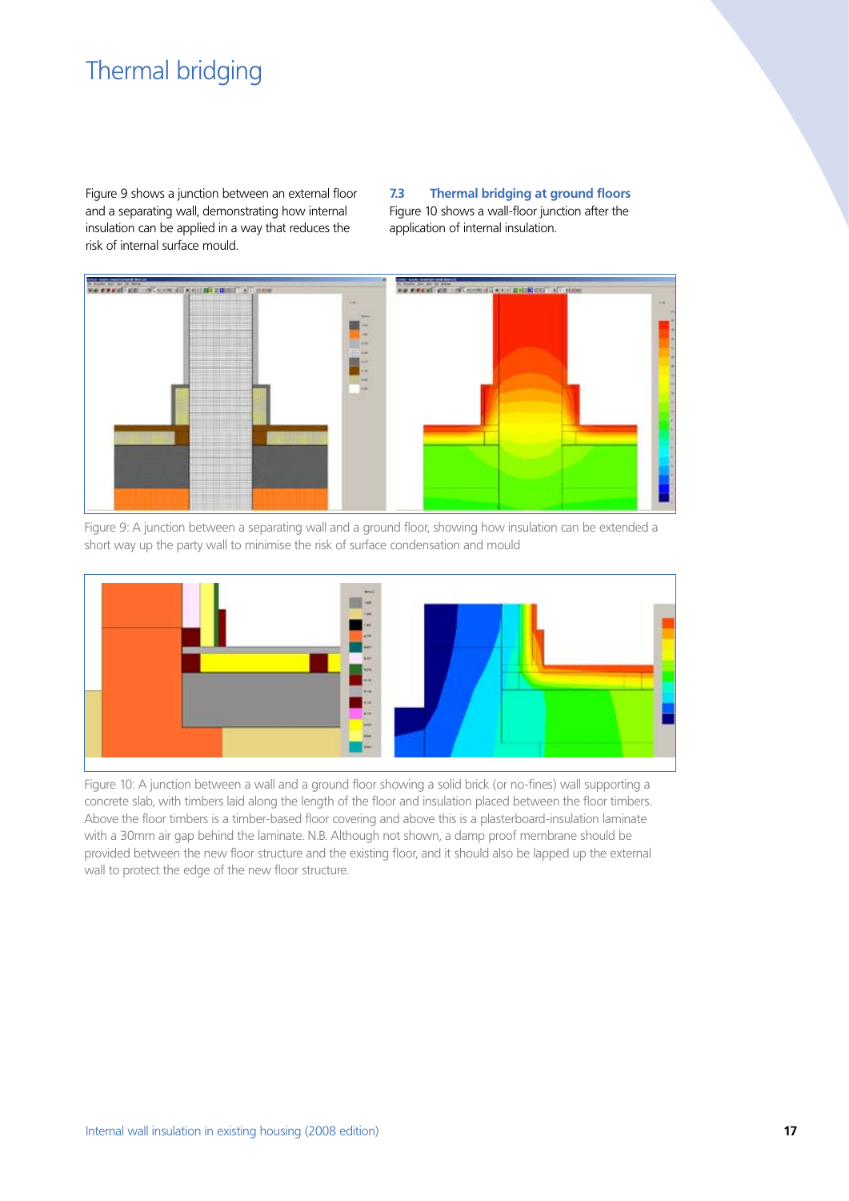# Thermal bridging

Figure 9 shows a junction between an external floor and a separating wall, demonstrating how internal insulation can be applied in a way that reduces the risk of internal surface mould.

### 7.3 Thermal bridging at ground floors

Figure 10 shows a wall-floor junction after the application of internal insulation.

Figure 9: A junction between a separating wall and a ground floor, showing how insulation can be extended a short way up the party wall to minimise the risk of surface condensation and mould

Figure 10: A junction between a wall and a ground floor showing a solid brick (or no-fines) wall supporting a concrete slab, with timbers laid along the length of the floor and insulation placed between the floor timbers. Above the floor timbers is a timber-based floor covering and above this is a plasterboard-insulation laminate with a 30mm air gap behind the laminate. N.B. Although not shown, a damp proof membrane should be provided between the new floor structure and the existing floor, and it should also be lapped up the external wall to protect the edge of the new floor structure.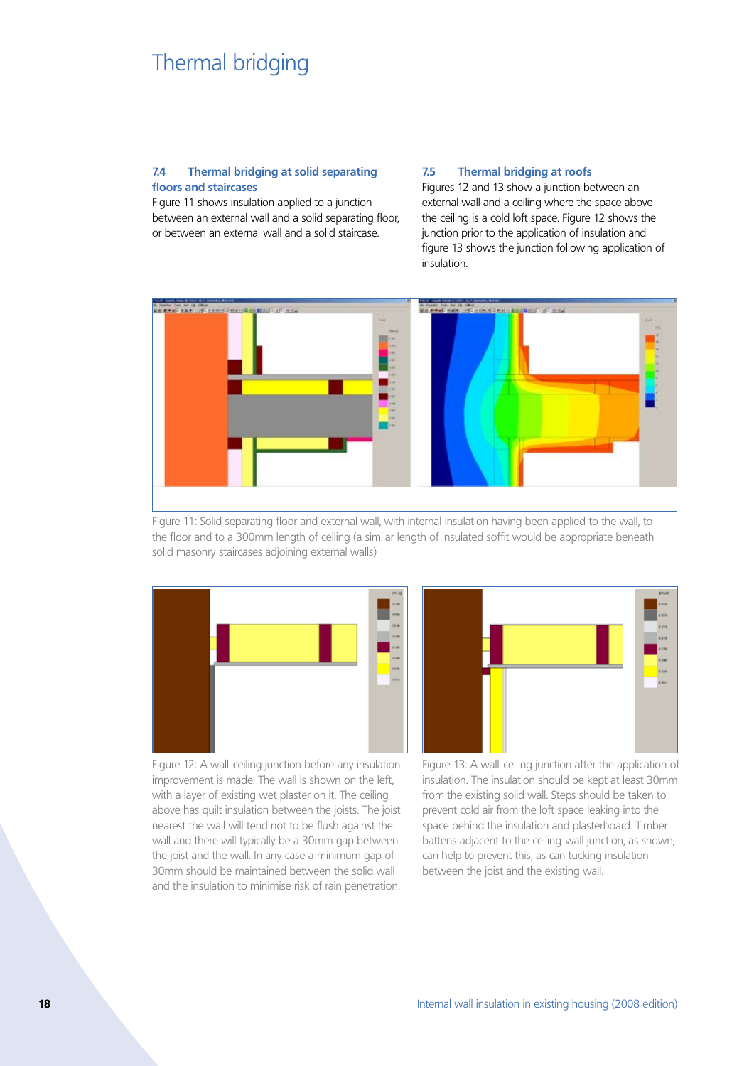# Thermal bridging

### 7.4 Thermal bridging at solid separating floors and staircases

Figure 11 shows insulation applied to a junction between an external wall and a solid separating floor, or between an external wall and a solid staircase.

### 7.5 Thermal bridging at roofs

Figures 12 and 13 show a junction between an external wall and a ceiling where the space above the ceiling is a cold loft space. Figure 12 shows the junction prior to the application of insulation and figure 13 shows the junction following application of insulation.

Figure 11: Solid separating floor and external wall, with internal insulation having been applied to the wall, to the floor and to a 300mm length of ceiling (a similar length of insulated soffit would be appropriate beneath solid masonry staircases adjoining external walls)

Figure 12: A wall-ceiling junction before any insulation improvement is made. The wall is shown on the left, with a layer of existing wet plaster on it. The ceiling above has quilt insulation between the joists. The joist nearest the wall will tend not to be flush against the wall and there will typically be a 30mm gap between the joist and the wall. In any case a minimum gap of 30mm should be maintained between the solid wall and the insulation to minimise risk of rain penetration.

Figure 13: A wall-ceiling junction after the application of insulation. The insulation should be kept at least 30mm from the existing solid wall. Steps should be taken to prevent cold air from the loft space leaking into the space behind the insulation and plasterboard. Timber battens adjacent to the ceiling-wall junction, as shown, can help to prevent this, as can tucking insulation between the joist and the existing wall.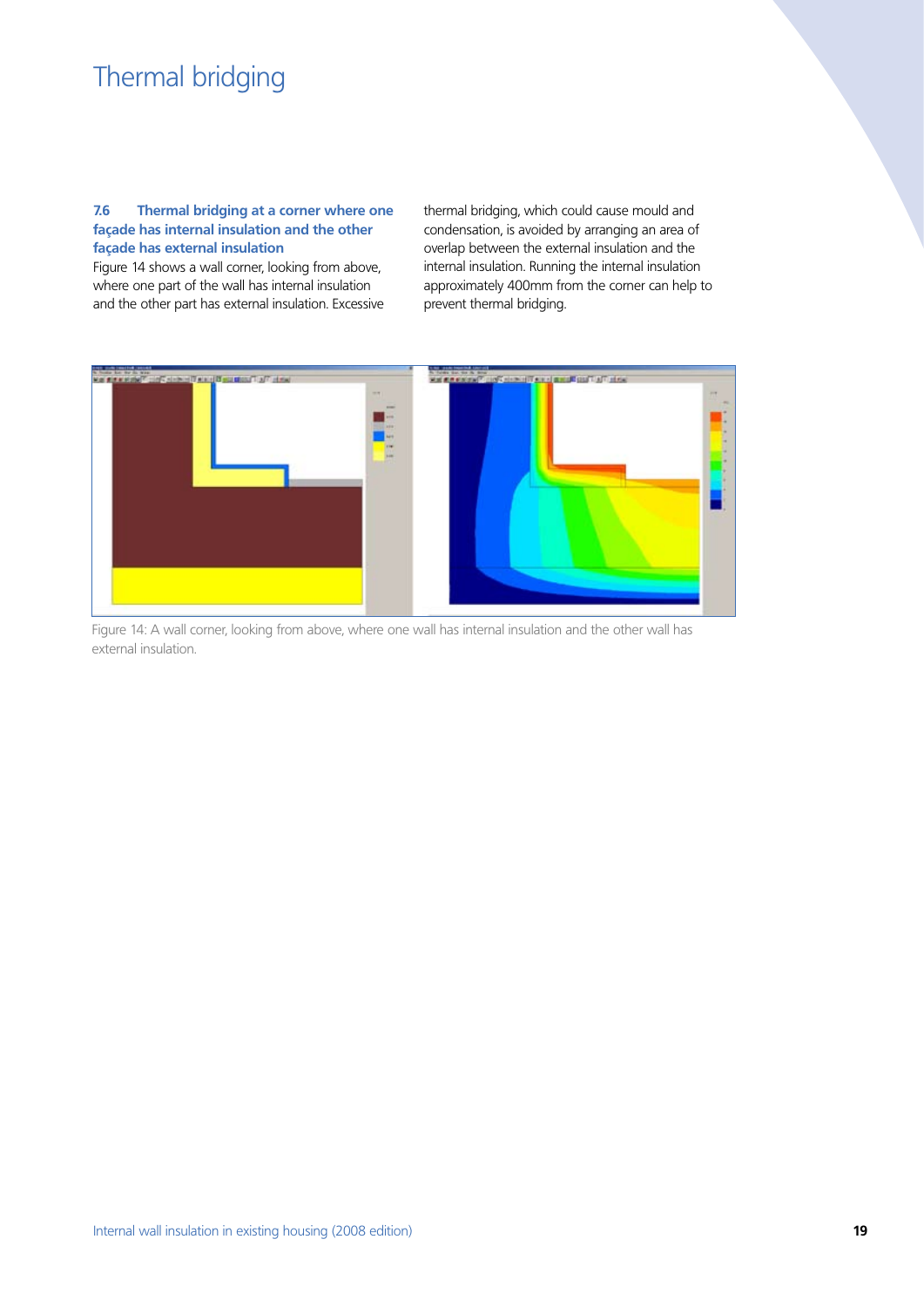# Thermal bridging

### 7.6 Thermal bridging at a corner where one façade has internal insulation and the other façade has external insulation

Figure 14 shows a wall corner, looking from above, where one part of the wall has internal insulation and the other part has external insulation. Excessive thermal bridging, which could cause mould and condensation, is avoided by arranging an area of overlap between the external insulation and the internal insulation. Running the internal insulation approximately 400mm from the corner can help to prevent thermal bridging.

Figure 14: A wall corner, looking from above, where one wall has internal insulation and the other wall has external insulation.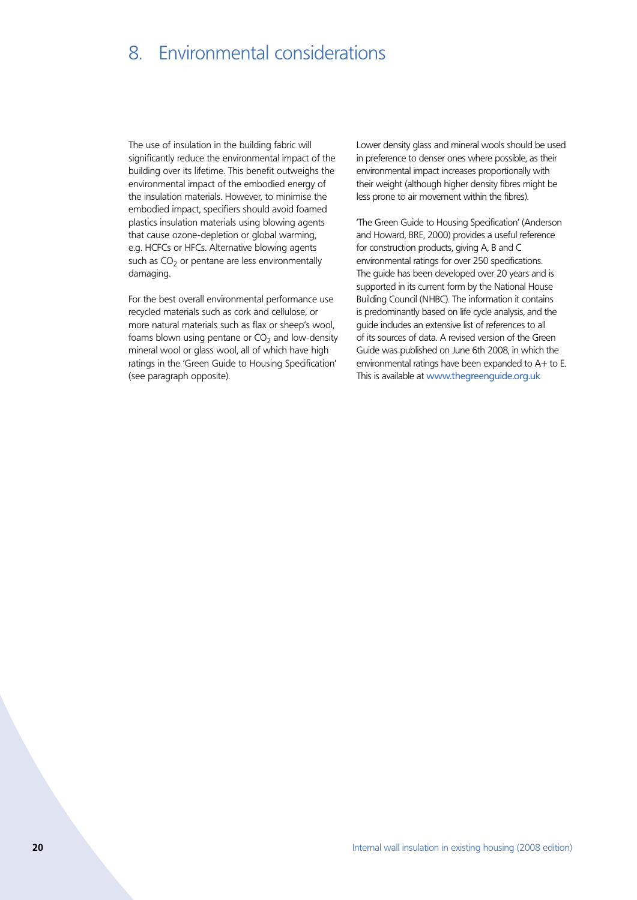# 8. Environmental considerations

The use of insulation in the building fabric will significantly reduce the environmental impact of the building over its lifetime. This benefit outweighs the environmental impact of the embodied energy of the insulation materials. However, to minimise the embodied impact, specifiers should avoid foamed plastics insulation materials using blowing agents that cause ozone-depletion or global warming, e.g. HCFCs or HFCs. Alternative blowing agents such as $CO_2$ or pentane are less environmentally damaging.

For the best overall environmental performance use recycled materials such as cork and cellulose, or more natural materials such as flax or sheep's wool, foams blown using pentane or $CO_2$ and low-density mineral wool or glass wool, all of which have high ratings in the 'Green Guide to Housing Specification' (see paragraph opposite).

Lower density glass and mineral wools should be used in preference to denser ones where possible, as their environmental impact increases proportionally with their weight (although higher density fibres might be less prone to air movement within the fibres).

'The Green Guide to Housing Specification' (Anderson and Howard, BRE, 2000) provides a useful reference for construction products, giving A, B and C environmental ratings for over 250 specifications. The guide has been developed over 20 years and is supported in its current form by the National House Building Council (NHBC). The information it contains is predominantly based on life cycle analysis, and the guide includes an extensive list of references to all of its sources of data. A revised version of the Green Guide was published on June 6th 2008, in which the environmental ratings have been expanded to A+ to E. This is available at www.thegreenguide.org.uk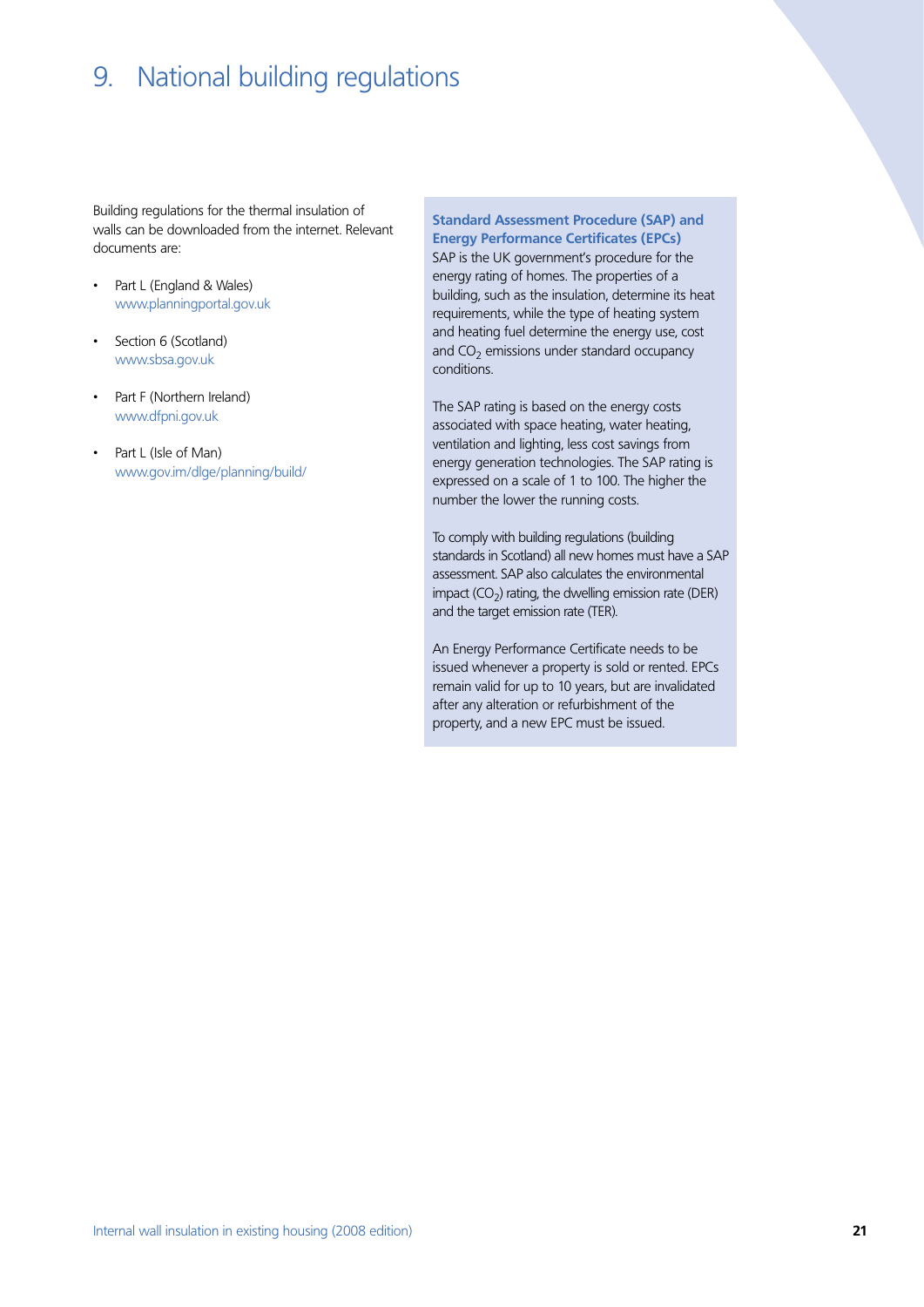# 9. National building regulations

Building regulations for the thermal insulation of walls can be downloaded from the internet. Relevant documents are:

- Part L (England & Wales)
  www.planningportal.gov.uk
- Section 6 (Scotland)
  www.sbsa.gov.uk
- Part F (Northern Ireland)
  www.dfpni.gov.uk
- Part L (Isle of Man)
  www.gov.im/dlge/planning/build/

### Standard Assessment Procedure (SAP) and Energy Performance Certificates (EPCs)

SAP is the UK government's procedure for the energy rating of homes. The properties of a building, such as the insulation, determine its heat requirements, while the type of heating system and heating fuel determine the energy use, cost and $CO_2$ emissions under standard occupancy conditions.

The SAP rating is based on the energy costs associated with space heating, water heating, ventilation and lighting, less cost savings from energy generation technologies. The SAP rating is expressed on a scale of 1 to 100. The higher the number the lower the running costs.

To comply with building regulations (building standards in Scotland) all new homes must have a SAP assessment. SAP also calculates the environmental impact ($CO_2$) rating, the dwelling emission rate (DER) and the target emission rate (TER).

An Energy Performance Certificate needs to be issued whenever a property is sold or rented. EPCs remain valid for up to 10 years, but are invalidated after any alteration or refurbishment of the property, and a new EPC must be issued.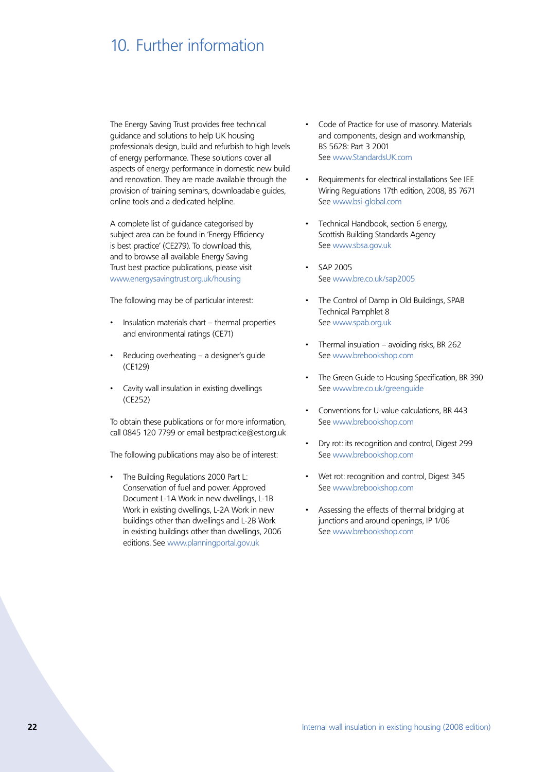# 10. Further information

The Energy Saving Trust provides free technical guidance and solutions to help UK housing professionals design, build and refurbish to high levels of energy performance. These solutions cover all aspects of energy performance in domestic new build and renovation. They are made available through the provision of training seminars, downloadable guides, online tools and a dedicated helpline.

A complete list of guidance categorised by subject area can be found in 'Energy Efficiency is best practice' (CE279). To download this, and to browse all available Energy Saving Trust best practice publications, please visit www.energysavingtrust.org.uk/housing

The following may be of particular interest:

- Insulation materials chart – thermal properties and environmental ratings (CE71)
- Reducing overheating – a designer's guide (CE129)
- Cavity wall insulation in existing dwellings (CE252)

To obtain these publications or for more information, call 0845 120 7799 or email bestpractice@est.org.uk

The following publications may also be of interest:

- The Building Regulations 2000 Part L: Conservation of fuel and power. Approved Document L-1A Work in new dwellings, L-1B Work in existing dwellings, L-2A Work in new buildings other than dwellings and L-2B Work in existing buildings other than dwellings, 2006 editions. See www.planningportal.gov.uk
- Code of Practice for use of masonry. Materials and components, design and workmanship, BS 5628: Part 3 2001  
  See www.StandardsUK.com
- Requirements for electrical installations See IEE Wiring Regulations 17th edition, 2008, BS 7671  
  See www.bsi-global.com
- Technical Handbook, section 6 energy, Scottish Building Standards Agency  
  See www.sbsa.gov.uk
- SAP 2005  
  See www.bre.co.uk/sap2005
- The Control of Damp in Old Buildings, SPAB Technical Pamphlet 8  
  See www.spab.org.uk
- Thermal insulation – avoiding risks, BR 262  
  See www.brebookshop.com
- The Green Guide to Housing Specification, BR 390  
  See www.bre.co.uk/greenguide
- Conventions for U-value calculations, BR 443  
  See www.brebookshop.com
- Dry rot: its recognition and control, Digest 299  
  See www.brebookshop.com
- Wet rot: recognition and control, Digest 345  
  See www.brebookshop.com
- Assessing the effects of thermal bridging at junctions and around openings, IP 1/06  
  See www.brebookshop.com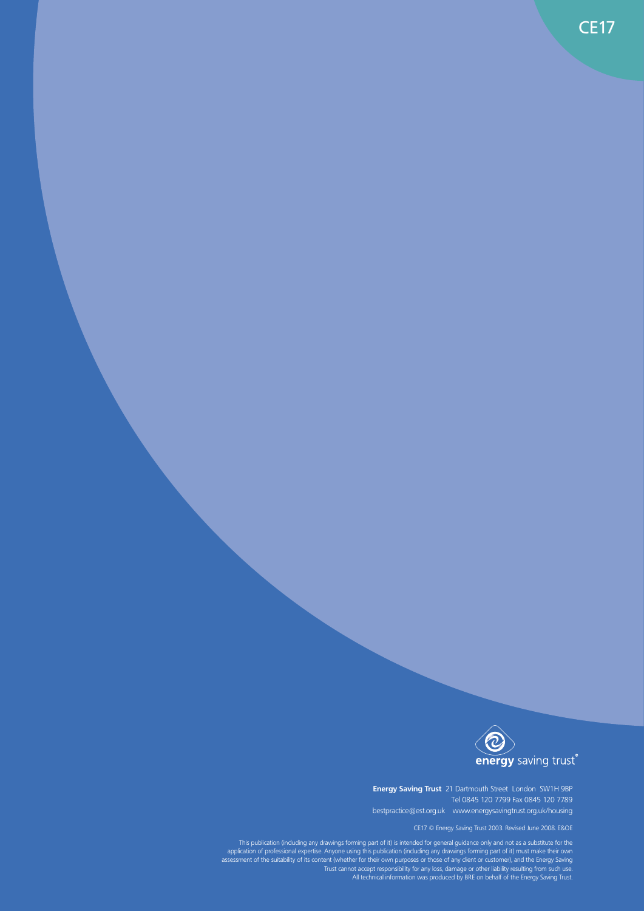CE17

energy saving trust®

**Energy Saving Trust** 21 Dartmouth Street London SW1H 9BP
Tel 0845 120 7799 Fax 0845 120 7789
bestpractice@est.org.uk www.energysavingtrust.org.uk/housing

CE17 © Energy Saving Trust 2003. Revised June 2008. E&OE

This publication (including any drawings forming part of it) is intended for general guidance only and not as a substitute for the application of professional expertise. Anyone using this publication (including any drawings forming part of it) must make their own assessment of the suitability of its content (whether for their own purposes or those of any client or customer), and the Energy Saving Trust cannot accept responsibility for any loss, damage or other liability resulting from such use.
All technical information was produced by BRE on behalf of the Energy Saving Trust.